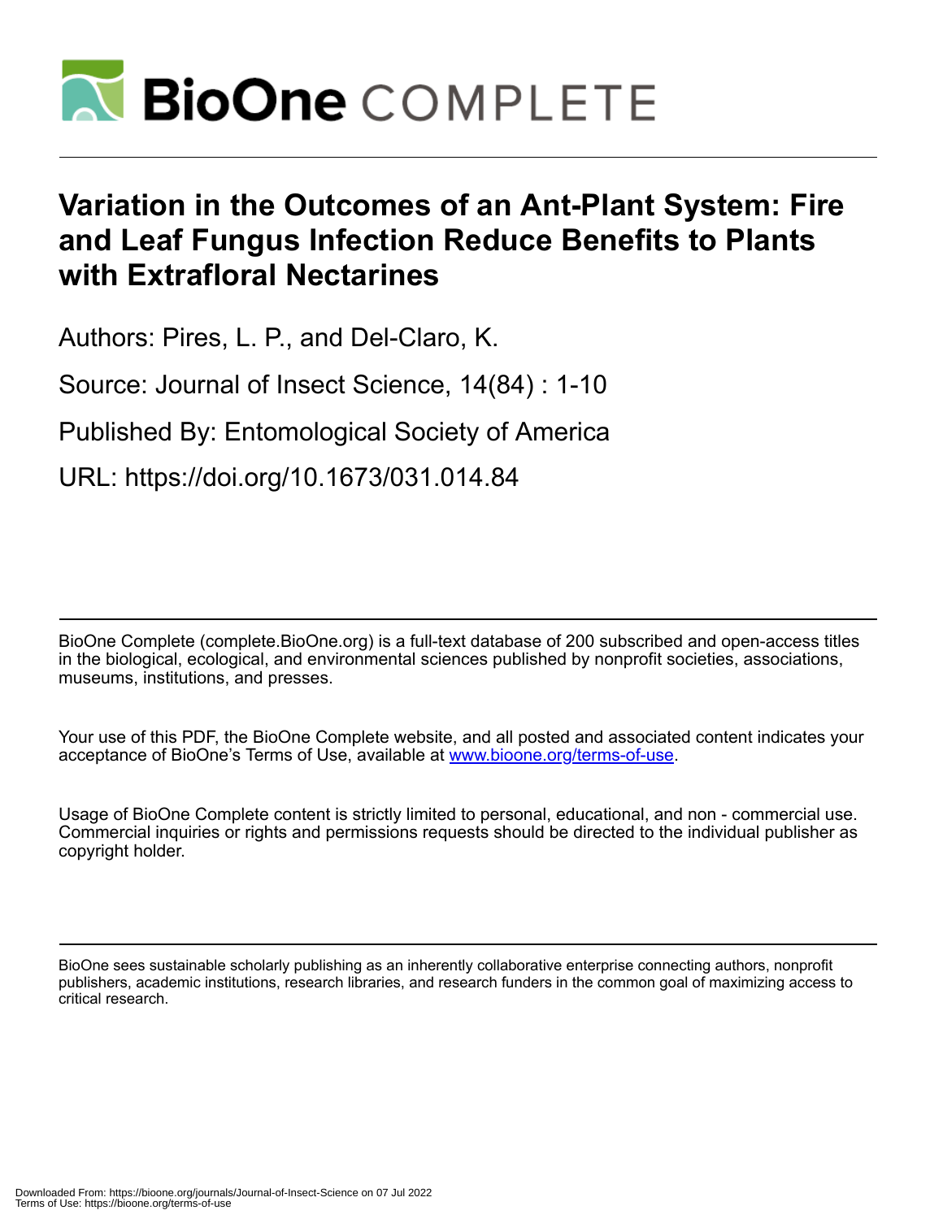# Variation in the Outcomes of an Ant-Plant System: Fire and Leaf Fungus Infection Reduce Benefits to Plants with Extrafloral Nectarines

Authors: Pires, L. P., and Del-Claro, K.

Source: Journal of Insect Science, 14(84) : 1-10

Published By: Entomological Society of America

URL: https://doi.org/10.1673/031.014.84

BioOne Complete (complete.BioOne.org) is a full-text database of 200 subscribed and open-access titles in the biological, ecological, and environmental sciences published by nonprofit societies, associations, museums, institutions, and presses.

Your use of this PDF, the BioOne Complete website, and all posted and associated content indicates your acceptance of BioOne's Terms of Use, available at www.bioone.org/terms-of-use.

Usage of BioOne Complete content is strictly limited to personal, educational, and non - commercial use. Commercial inquiries or rights and permissions requests should be directed to the individual publisher as copyright holder.

BioOne sees sustainable scholarly publishing as an inherently collaborative enterprise connecting authors, nonprofit publishers, academic institutions, research libraries, and research funders in the common goal of maximizing access to critical research.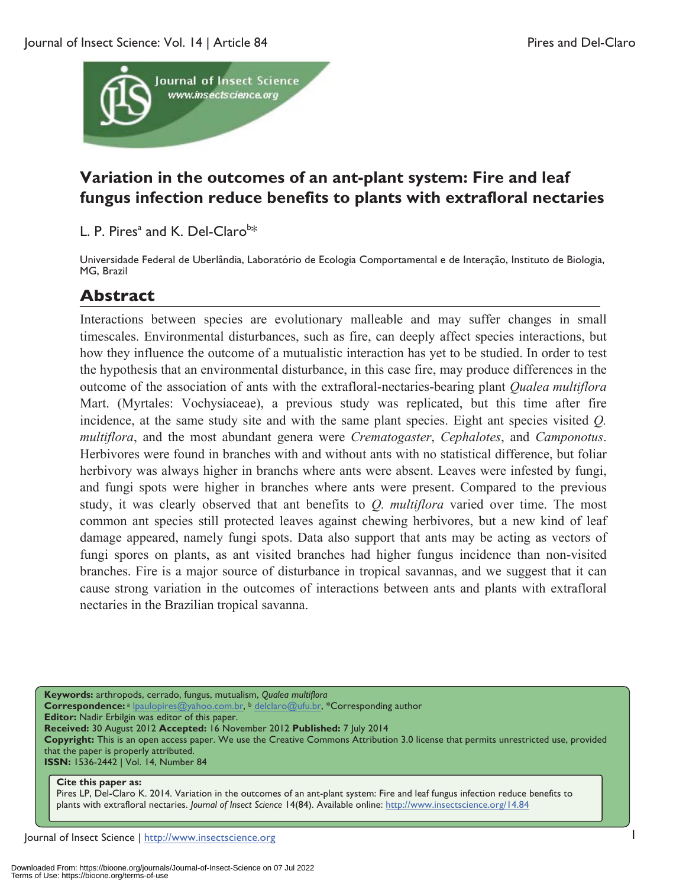# Variation in the outcomes of an ant-plant system: Fire and leaf fungus infection reduce benefits to plants with extrafloral nectaries

L. P. Pires[a] and K. Del-Claro[b*]

Universidade Federal de Uberlândia, Laboratório de Ecologia Comportamental e de Interação, Instituto de Biologia, MG, Brazil

## Abstract

Interactions between species are evolutionary malleable and may suffer changes in small timescales. Environmental disturbances, such as fire, can deeply affect species interactions, but how they influence the outcome of a mutualistic interaction has yet to be studied. In order to test the hypothesis that an environmental disturbance, in this case fire, may produce differences in the outcome of the association of ants with the extrafloral-nectaries-bearing plant *Qualea multiflora* Mart. (Myrtales: Vochysiaceae), a previous study was replicated, but this time after fire incidence, at the same study site and with the same plant species. Eight ant species visited *Q. multiflora*, and the most abundant genera were *Crematogaster*, *Cephalotes*, and *Camponotus*. Herbivores were found in branches with and without ants with no statistical difference, but foliar herbivory was always higher in branchs where ants were absent. Leaves were infested by fungi, and fungi spots were higher in branches where ants were present. Compared to the previous study, it was clearly observed that ant benefits to *Q. multiflora* varied over time. The most common ant species still protected leaves against chewing herbivores, but a new kind of leaf damage appeared, namely fungi spots. Data also support that ants may be acting as vectors of fungi spores on plants, as ant visited branches had higher fungus incidence than non-visited branches. Fire is a major source of disturbance in tropical savannas, and we suggest that it can cause strong variation in the outcomes of interactions between ants and plants with extrafloral nectaries in the Brazilian tropical savanna.

**Keywords:** arthropods, cerrado, fungus, mutualism, *Qualea multiflora*
**Correspondence:** [a] lpaulopires@yahoo.com.br, [b] delclaro@ufu.br, *Corresponding author
**Editor:** Nadir Erbilgin was editor of this paper.
**Received:** 30 August 2012 **Accepted:** 16 November 2012 **Published:** 7 July 2014
**Copyright:** This is an open access paper. We use the Creative Commons Attribution 3.0 license that permits unrestricted use, provided that the paper is properly attributed.
**ISSN:** 1536-2442 | Vol. 14, Number 84

**Cite this paper as:**
Pires LP, Del-Claro K. 2014. Variation in the outcomes of an ant-plant system: Fire and leaf fungus infection reduce benefits to plants with extrafloral nectaries. *Journal of Insect Science* 14(84). Available online: http://www.insectscience.org/14.84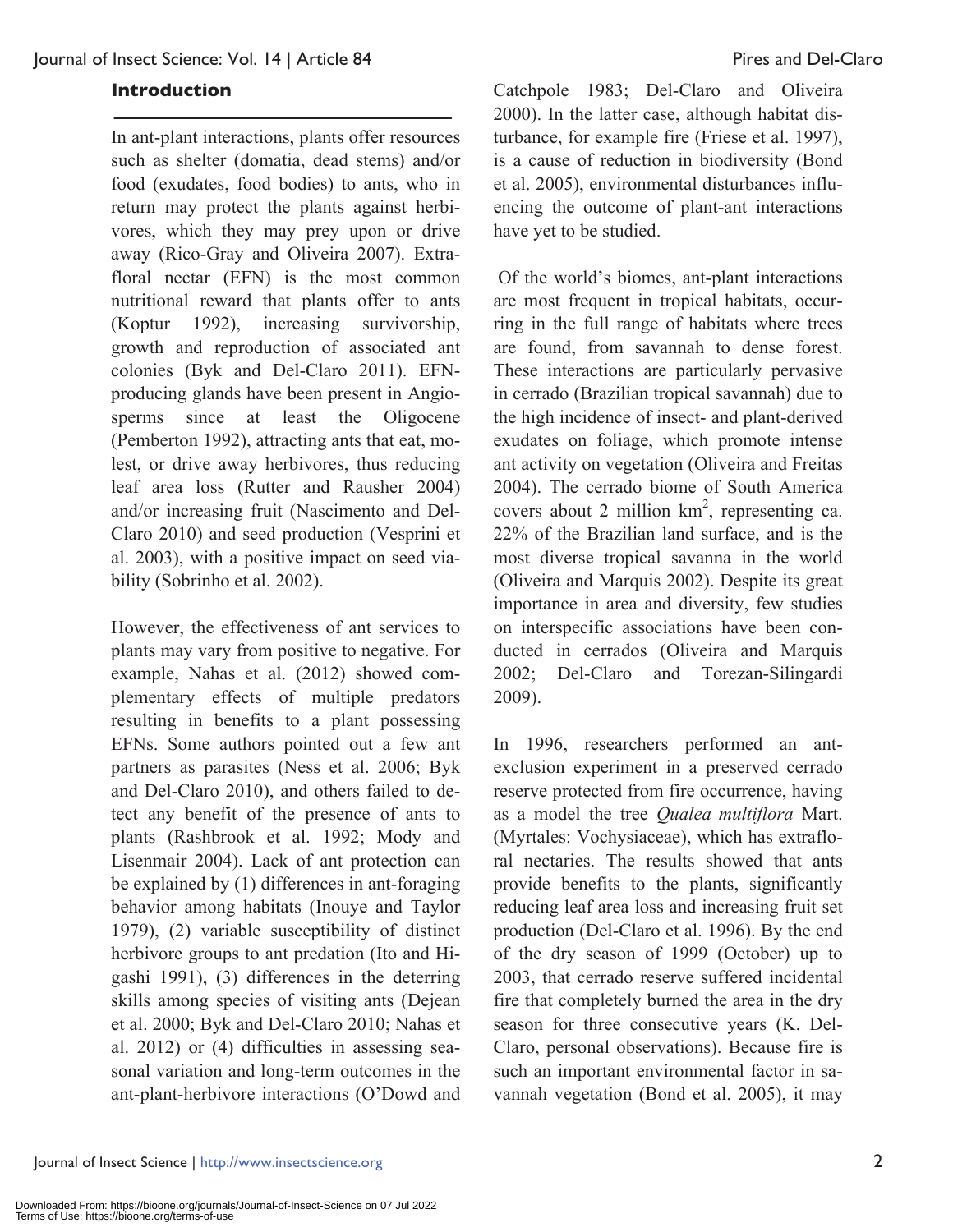## Introduction

In ant-plant interactions, plants offer resources such as shelter (domatia, dead stems) and/or food (exudates, food bodies) to ants, who in return may protect the plants against herbivores, which they may prey upon or drive away (Rico-Gray and Oliveira 2007). Extrafloral nectar (EFN) is the most common nutritional reward that plants offer to ants (Koptur 1992), increasing survivorship, growth and reproduction of associated ant colonies (Byk and Del-Claro 2011). EFN-producing glands have been present in Angiosperms since at least the Oligocene (Pemberton 1992), attracting ants that eat, molest, or drive away herbivores, thus reducing leaf area loss (Rutter and Rausher 2004) and/or increasing fruit (Nascimento and Del-Claro 2010) and seed production (Vesprini et al. 2003), with a positive impact on seed viability (Sobrinho et al. 2002).

However, the effectiveness of ant services to plants may vary from positive to negative. For example, Nahas et al. (2012) showed complementary effects of multiple predators resulting in benefits to a plant possessing EFNs. Some authors pointed out a few ant partners as parasites (Ness et al. 2006; Byk and Del-Claro 2010), and others failed to detect any benefit of the presence of ants to plants (Rashbrook et al. 1992; Mody and Lisenmair 2004). Lack of ant protection can be explained by (1) differences in ant-foraging behavior among habitats (Inouye and Taylor 1979), (2) variable susceptibility of distinct herbivore groups to ant predation (Ito and Higashi 1991), (3) differences in the deterring skills among species of visiting ants (Dejean et al. 2000; Byk and Del-Claro 2010; Nahas et al. 2012) or (4) difficulties in assessing seasonal variation and long-term outcomes in the ant-plant-herbivore interactions (O'Dowd and Catchpole 1983; Del-Claro and Oliveira 2000). In the latter case, although habitat disturbance, for example fire (Friese et al. 1997), is a cause of reduction in biodiversity (Bond et al. 2005), environmental disturbances influencing the outcome of plant-ant interactions have yet to be studied.

Of the world's biomes, ant-plant interactions are most frequent in tropical habitats, occurring in the full range of habitats where trees are found, from savannah to dense forest. These interactions are particularly pervasive in cerrado (Brazilian tropical savannah) due to the high incidence of insect- and plant-derived exudates on foliage, which promote intense ant activity on vegetation (Oliveira and Freitas 2004). The cerrado biome of South America covers about 2 million km$^2$, representing ca. 22% of the Brazilian land surface, and is the most diverse tropical savanna in the world (Oliveira and Marquis 2002). Despite its great importance in area and diversity, few studies on interspecific associations have been conducted in cerrados (Oliveira and Marquis 2002; Del-Claro and Torezan-Silingardi 2009).

In 1996, researchers performed an ant-exclusion experiment in a preserved cerrado reserve protected from fire occurrence, having as a model the tree *Qualea multiflora* Mart. (Myrtales: Vochysiaceae), which has extrafloral nectaries. The results showed that ants provide benefits to the plants, significantly reducing leaf area loss and increasing fruit set production (Del-Claro et al. 1996). By the end of the dry season of 1999 (October) up to 2003, that cerrado reserve suffered incidental fire that completely burned the area in the dry season for three consecutive years (K. Del-Claro, personal observations). Because fire is such an important environmental factor in savannah vegetation (Bond et al. 2005), it may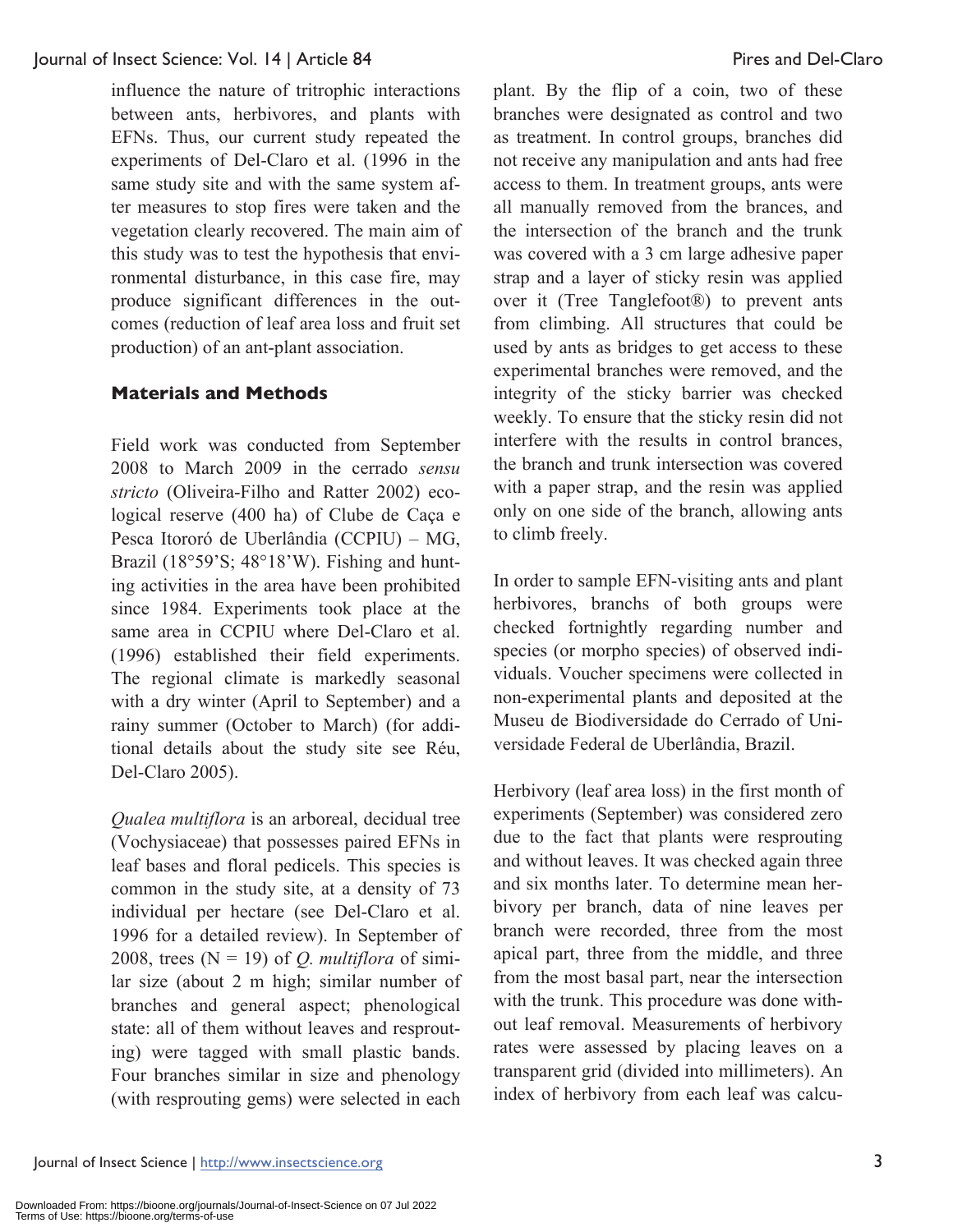influence the nature of tritrophic interactions between ants, herbivores, and plants with EFNs. Thus, our current study repeated the experiments of Del-Claro et al. (1996 in the same study site and with the same system after measures to stop fires were taken and the vegetation clearly recovered. The main aim of this study was to test the hypothesis that environmental disturbance, in this case fire, may produce significant differences in the outcomes (reduction of leaf area loss and fruit set production) of an ant-plant association.

## Materials and Methods

Field work was conducted from September 2008 to March 2009 in the cerrado *sensu stricto* (Oliveira-Filho and Ratter 2002) ecological reserve (400 ha) of Clube de Caça e Pesca Itororó de Uberlândia (CCPIU) – MG, Brazil (18°59'S; 48°18'W). Fishing and hunting activities in the area have been prohibited since 1984. Experiments took place at the same area in CCPIU where Del-Claro et al. (1996) established their field experiments. The regional climate is markedly seasonal with a dry winter (April to September) and a rainy summer (October to March) (for additional details about the study site see Réu, Del-Claro 2005).

*Qualea multiflora* is an arboreal, decidual tree (Vochysiaceae) that possesses paired EFNs in leaf bases and floral pedicels. This species is common in the study site, at a density of 73 individual per hectare (see Del-Claro et al. 1996 for a detailed review). In September of 2008, trees (N = 19) of *Q. multiflora* of similar size (about 2 m high; similar number of branches and general aspect; phenological state: all of them without leaves and resprouting) were tagged with small plastic bands. Four branches similar in size and phenology (with resprouting gems) were selected in each plant. By the flip of a coin, two of these branches were designated as control and two as treatment. In control groups, branches did not receive any manipulation and ants had free access to them. In treatment groups, ants were all manually removed from the brances, and the intersection of the branch and the trunk was covered with a 3 cm large adhesive paper strap and a layer of sticky resin was applied over it (Tree Tanglefoot®) to prevent ants from climbing. All structures that could be used by ants as bridges to get access to these experimental branches were removed, and the integrity of the sticky barrier was checked weekly. To ensure that the sticky resin did not interfere with the results in control brances, the branch and trunk intersection was covered with a paper strap, and the resin was applied only on one side of the branch, allowing ants to climb freely.

In order to sample EFN-visiting ants and plant herbivores, branchs of both groups were checked fortnightly regarding number and species (or morpho species) of observed individuals. Voucher specimens were collected in non-experimental plants and deposited at the Museu de Biodiversidade do Cerrado of Universidade Federal de Uberlândia, Brazil.

Herbivory (leaf area loss) in the first month of experiments (September) was considered zero due to the fact that plants were resprouting and without leaves. It was checked again three and six months later. To determine mean herbivory per branch, data of nine leaves per branch were recorded, three from the most apical part, three from the middle, and three from the most basal part, near the intersection with the trunk. This procedure was done without leaf removal. Measurements of herbivory rates were assessed by placing leaves on a transparent grid (divided into millimeters). An index of herbivory from each leaf was calcu-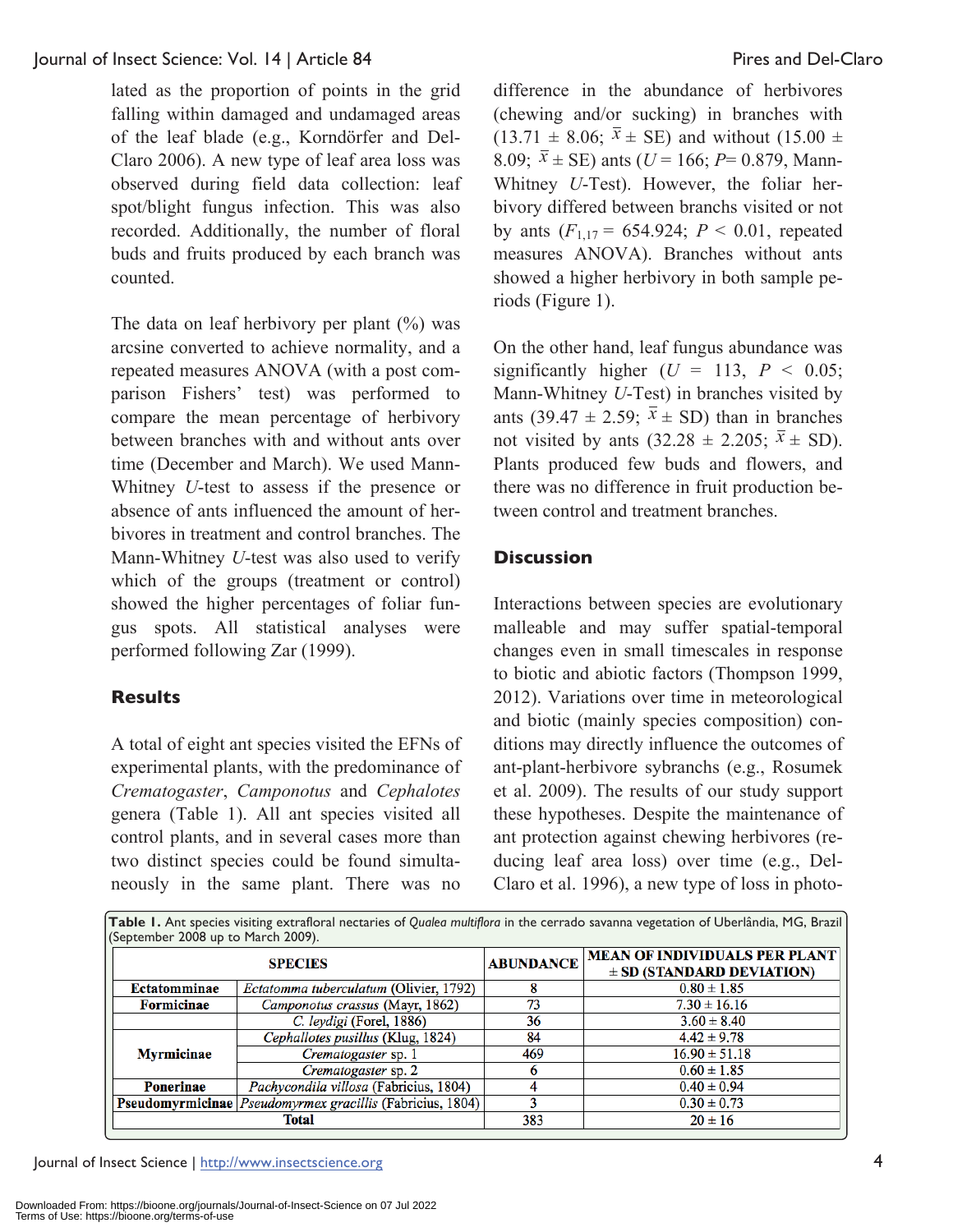lated as the proportion of points in the grid falling within damaged and undamaged areas of the leaf blade (e.g., Korndörfer and Del-Claro 2006). A new type of leaf area loss was observed during field data collection: leaf spot/blight fungus infection. This was also recorded. Additionally, the number of floral buds and fruits produced by each branch was counted.

The data on leaf herbivory per plant (%) was arcsine converted to achieve normality, and a repeated measures ANOVA (with a post comparison Fishers' test) was performed to compare the mean percentage of herbivory between branches with and without ants over time (December and March). We used Mann-Whitney *U*-test to assess if the presence or absence of ants influenced the amount of herbivores in treatment and control branches. The Mann-Whitney *U*-test was also used to verify which of the groups (treatment or control) showed the higher percentages of foliar fungus spots. All statistical analyses were performed following Zar (1999).

## Results

A total of eight ant species visited the EFNs of experimental plants, with the predominance of *Crematogaster*, *Camponotus* and *Cephalotes* genera (Table 1). All ant species visited all control plants, and in several cases more than two distinct species could be found simultaneously in the same plant. There was no difference in the abundance of herbivores (chewing and/or sucking) in branches with (13.71 ± 8.06; $\bar{x}$ ± SE) and without (15.00 ± 8.09; $\bar{x}$ ± SE) ants ($U = 166$; $P = 0.879$, Mann-Whitney *U*-Test). However, the foliar herbivory differed between branchs visited or not by ants ($F_{1,17} = 654.924$; $P < 0.01$, repeated measures ANOVA). Branches without ants showed a higher herbivory in both sample periods (Figure 1).

On the other hand, leaf fungus abundance was significantly higher ($U = 113$, $P < 0.05$; Mann-Whitney *U*-Test) in branches visited by ants (39.47 ± 2.59; $\bar{x}$ ± SD) than in branches not visited by ants (32.28 ± 2.205; $\bar{x}$ ± SD). Plants produced few buds and flowers, and there was no difference in fruit production between control and treatment branches.

## Discussion

Interactions between species are evolutionary malleable and may suffer spatial-temporal changes even in small timescales in response to biotic and abiotic factors (Thompson 1999, 2012). Variations over time in meteorological and biotic (mainly species composition) conditions may directly influence the outcomes of ant-plant-herbivore sybranchs (e.g., Rosumek et al. 2009). The results of our study support these hypotheses. Despite the maintenance of ant protection against chewing herbivores (reducing leaf area loss) over time (e.g., Del-Claro et al. 1996), a new type of loss in photo-

**Table 1.** Ant species visiting extrafloral nectaries of *Qualea multiflora* in the cerrado savanna vegetation of Uberlândia, MG, Brazil (September 2008 up to March 2009).

| SPECIES | | ABUNDANCE | MEAN OF INDIVIDUALS PER PLANT ± SD (STANDARD DEVIATION) |
|---|---|---|---|
| **Ectatomminae** | *Ectatomma tuberculatum* (Olivier, 1792) | 8 | 0.80 ± 1.85 |
| **Formicinae** | *Camponotus crassus* (Mayr, 1862) | 73 | 7.30 ± 16.16 |
| | *C. leydigi* (Forel, 1886) | 36 | 3.60 ± 8.40 |
| **Myrmicinae** | *Cephallotes pusillus* (Klug, 1824) | 84 | 4.42 ± 9.78 |
| | *Crematogaster* sp. 1 | 469 | 16.90 ± 51.18 |
| | *Crematogaster* sp. 2 | 6 | 0.60 ± 1.85 |
| **Ponerinae** | *Pachycondila villosa* (Fabricius, 1804) | 4 | 0.40 ± 0.94 |
| **Pseudomyrmicinae** | *Pseudomyrmex gracillis* (Fabricius, 1804) | 3 | 0.30 ± 0.73 |
| **Total** | | 383 | 20 ± 16 |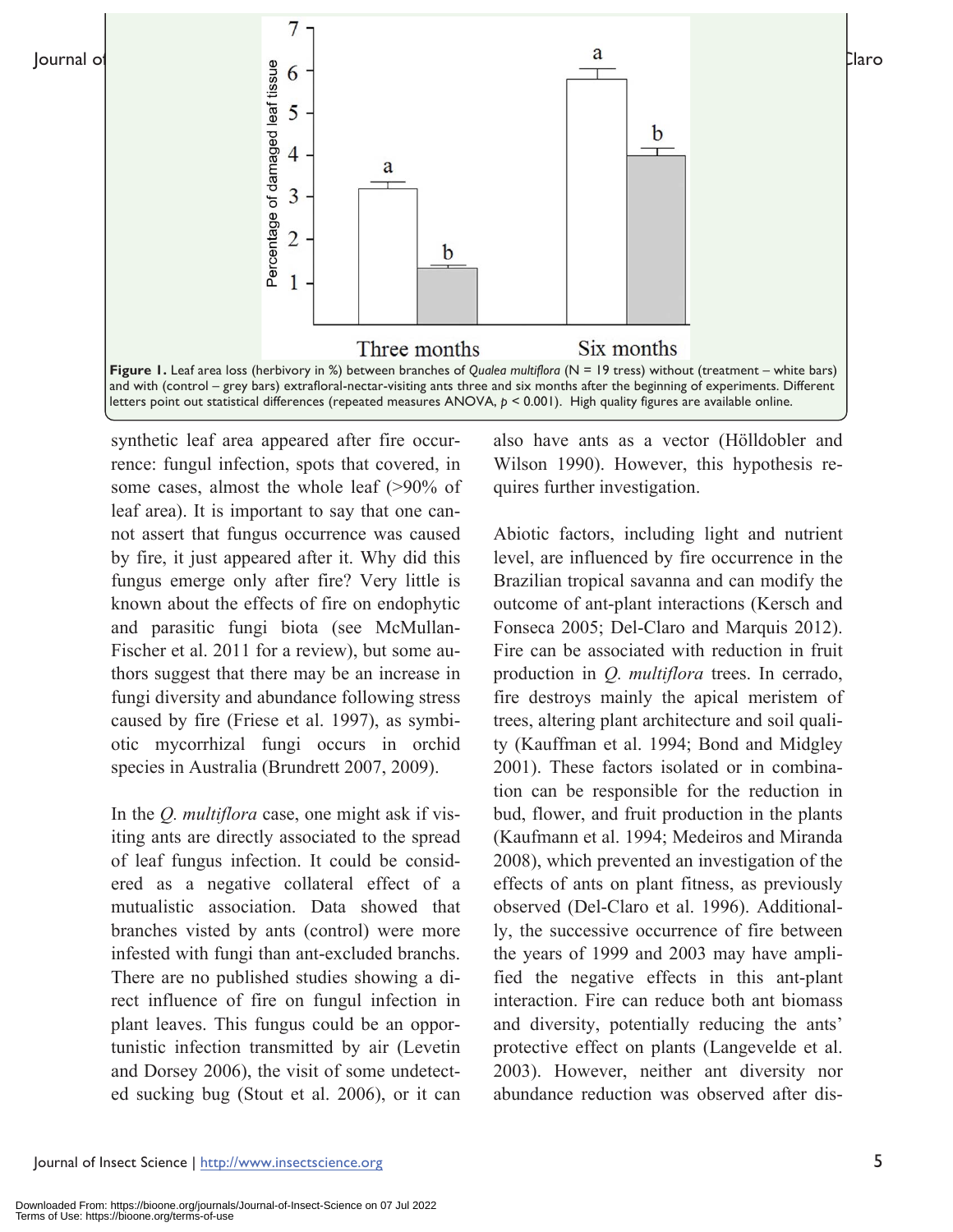Figure 1. Leaf area loss (herbivory in %) between branches of *Qualea multiflora* (N = 19 tress) without (treatment – white bars) and with (control – grey bars) extrafloral-nectar-visiting ants three and six months after the beginning of experiments. Different letters point out statistical differences (repeated measures ANOVA, $p < 0.001$). High quality figures are available online.

synthetic leaf area appeared after fire occurrence: fungul infection, spots that covered, in some cases, almost the whole leaf (>90% of leaf area). It is important to say that one cannot assert that fungus occurrence was caused by fire, it just appeared after it. Why did this fungus emerge only after fire? Very little is known about the effects of fire on endophytic and parasitic fungi biota (see McMullan-Fischer et al. 2011 for a review), but some authors suggest that there may be an increase in fungi diversity and abundance following stress caused by fire (Friese et al. 1997), as symbiotic mycorrhizal fungi occurs in orchid species in Australia (Brundrett 2007, 2009).

In the *Q. multiflora* case, one might ask if visiting ants are directly associated to the spread of leaf fungus infection. It could be considered as a negative collateral effect of a mutualistic association. Data showed that branches visted by ants (control) were more infested with fungi than ant-excluded branchs. There are no published studies showing a direct influence of fire on fungul infection in plant leaves. This fungus could be an opportunistic infection transmitted by air (Levetin and Dorsey 2006), the visit of some undetected sucking bug (Stout et al. 2006), or it can also have ants as a vector (Hölldobler and Wilson 1990). However, this hypothesis requires further investigation.

Abiotic factors, including light and nutrient level, are influenced by fire occurrence in the Brazilian tropical savanna and can modify the outcome of ant-plant interactions (Kersch and Fonseca 2005; Del-Claro and Marquis 2012). Fire can be associated with reduction in fruit production in *Q. multiflora* trees. In cerrado, fire destroys mainly the apical meristem of trees, altering plant architecture and soil quality (Kauffman et al. 1994; Bond and Midgley 2001). These factors isolated or in combination can be responsible for the reduction in bud, flower, and fruit production in the plants (Kaufmann et al. 1994; Medeiros and Miranda 2008), which prevented an investigation of the effects of ants on plant fitness, as previously observed (Del-Claro et al. 1996). Additionally, the successive occurrence of fire between the years of 1999 and 2003 may have amplified the negative effects in this ant-plant interaction. Fire can reduce both ant biomass and diversity, potentially reducing the ants' protective effect on plants (Langevelde et al. 2003). However, neither ant diversity nor abundance reduction was observed after dis-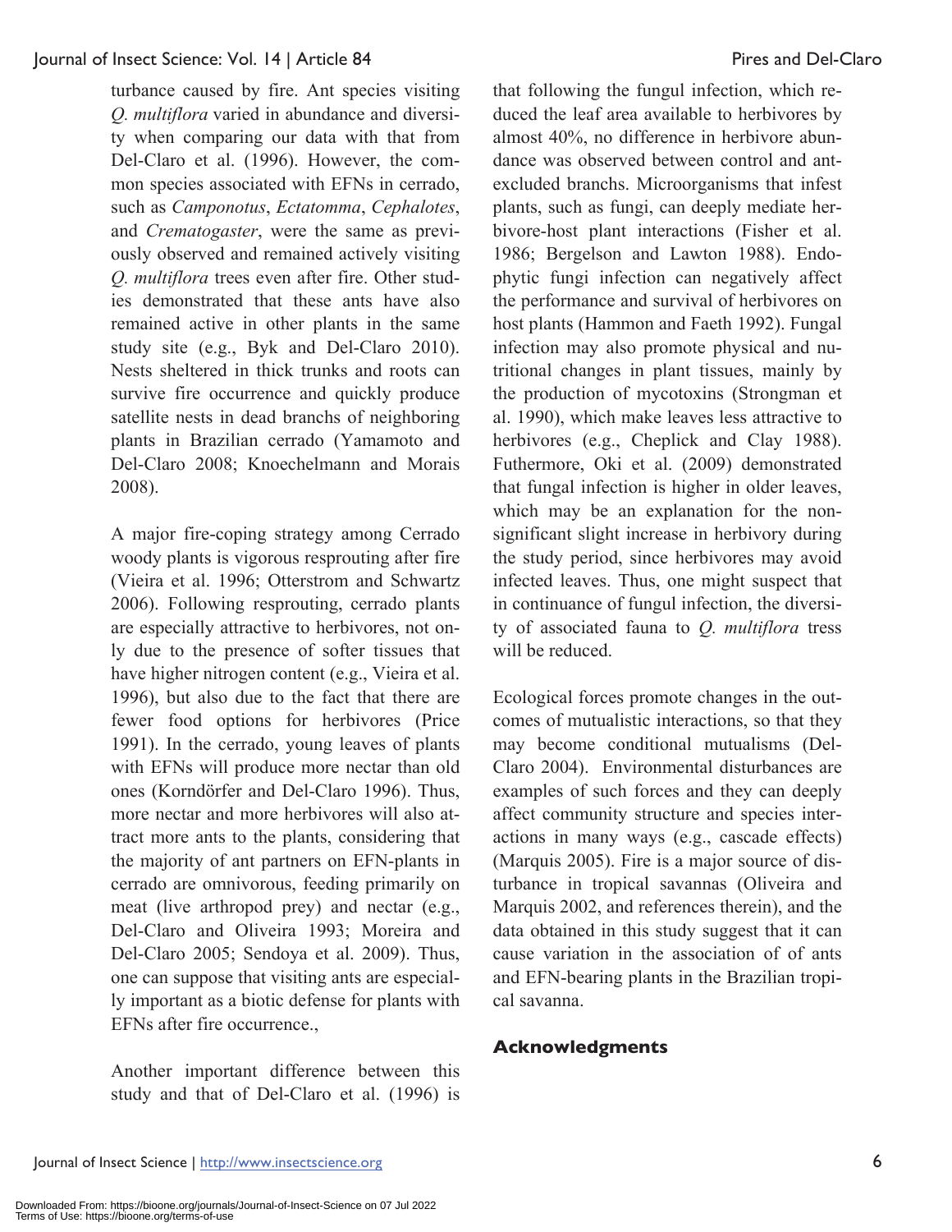turbance caused by fire. Ant species visiting *Q. multiflora* varied in abundance and diversity when comparing our data with that from Del-Claro et al. (1996). However, the common species associated with EFNs in cerrado, such as *Camponotus*, *Ectatomma*, *Cephalotes*, and *Crematogaster*, were the same as previously observed and remained actively visiting *Q. multiflora* trees even after fire. Other studies demonstrated that these ants have also remained active in other plants in the same study site (e.g., Byk and Del-Claro 2010). Nests sheltered in thick trunks and roots can survive fire occurrence and quickly produce satellite nests in dead branchs of neighboring plants in Brazilian cerrado (Yamamoto and Del-Claro 2008; Knoechelmann and Morais 2008).

A major fire-coping strategy among Cerrado woody plants is vigorous resprouting after fire (Vieira et al. 1996; Otterstrom and Schwartz 2006). Following resprouting, cerrado plants are especially attractive to herbivores, not only due to the presence of softer tissues that have higher nitrogen content (e.g., Vieira et al. 1996), but also due to the fact that there are fewer food options for herbivores (Price 1991). In the cerrado, young leaves of plants with EFNs will produce more nectar than old ones (Korndörfer and Del-Claro 1996). Thus, more nectar and more herbivores will also attract more ants to the plants, considering that the majority of ant partners on EFN-plants in cerrado are omnivorous, feeding primarily on meat (live arthropod prey) and nectar (e.g., Del-Claro and Oliveira 1993; Moreira and Del-Claro 2005; Sendoya et al. 2009). Thus, one can suppose that visiting ants are especially important as a biotic defense for plants with EFNs after fire occurrence.,

Another important difference between this study and that of Del-Claro et al. (1996) is that following the fungul infection, which reduced the leaf area available to herbivores by almost 40%, no difference in herbivore abundance was observed between control and ant-excluded branchs. Microorganisms that infest plants, such as fungi, can deeply mediate herbivore-host plant interactions (Fisher et al. 1986; Bergelson and Lawton 1988). Endophytic fungi infection can negatively affect the performance and survival of herbivores on host plants (Hammon and Faeth 1992). Fungal infection may also promote physical and nutritional changes in plant tissues, mainly by the production of mycotoxins (Strongman et al. 1990), which make leaves less attractive to herbivores (e.g., Cheplick and Clay 1988). Futhermore, Oki et al. (2009) demonstrated that fungal infection is higher in older leaves, which may be an explanation for the non-significant slight increase in herbivory during the study period, since herbivores may avoid infected leaves. Thus, one might suspect that in continuance of fungul infection, the diversity of associated fauna to *Q. multiflora* tress will be reduced.

Ecological forces promote changes in the outcomes of mutualistic interactions, so that they may become conditional mutualisms (Del-Claro 2004). Environmental disturbances are examples of such forces and they can deeply affect community structure and species interactions in many ways (e.g., cascade effects) (Marquis 2005). Fire is a major source of disturbance in tropical savannas (Oliveira and Marquis 2002, and references therein), and the data obtained in this study suggest that it can cause variation in the association of of ants and EFN-bearing plants in the Brazilian tropical savanna.

## Acknowledgments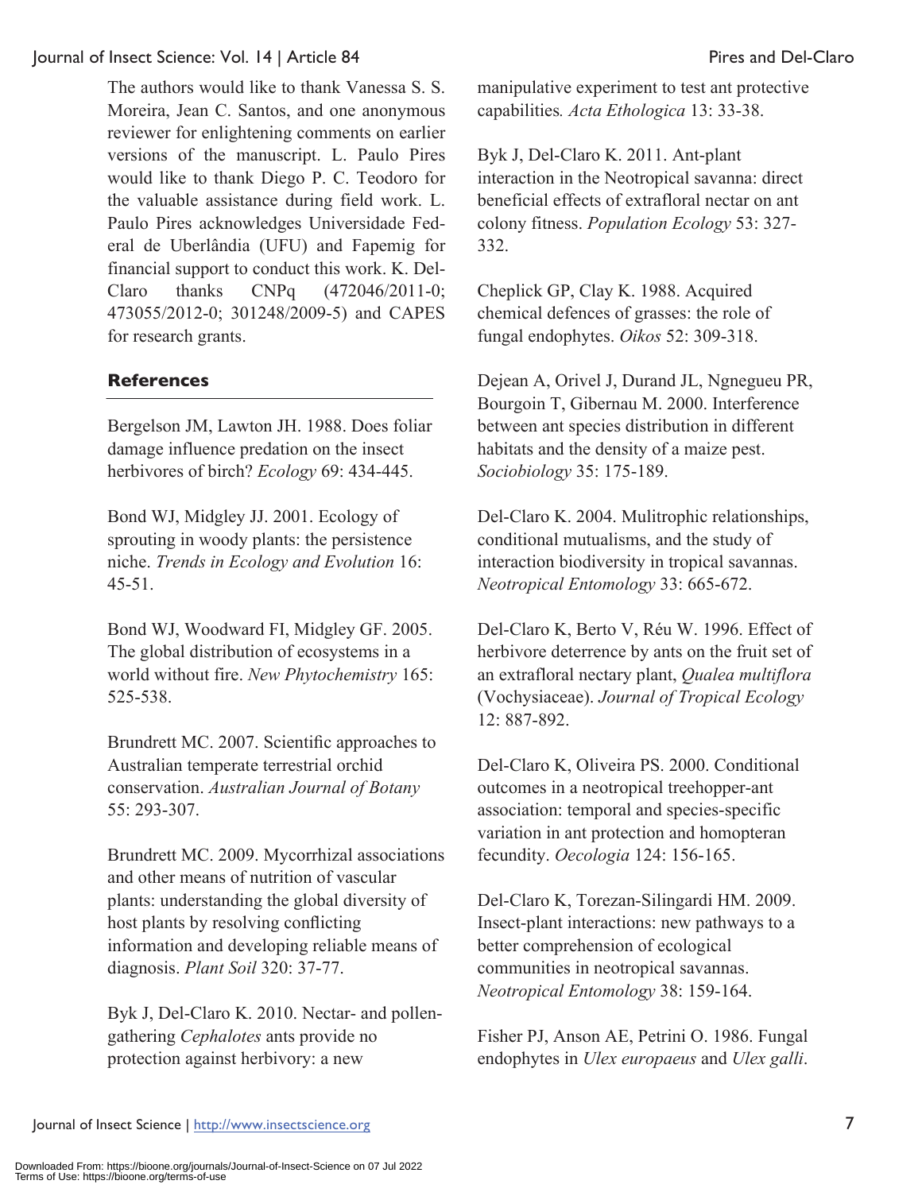The authors would like to thank Vanessa S. S. Moreira, Jean C. Santos, and one anonymous reviewer for enlightening comments on earlier versions of the manuscript. L. Paulo Pires would like to thank Diego P. C. Teodoro for the valuable assistance during field work. L. Paulo Pires acknowledges Universidade Federal de Uberlândia (UFU) and Fapemig for financial support to conduct this work. K. Del-Claro thanks CNPq (472046/2011-0; 473055/2012-0; 301248/2009-5) and CAPES for research grants.

## References

Bergelson JM, Lawton JH. 1988. Does foliar damage influence predation on the insect herbivores of birch? *Ecology* 69: 434-445.

Bond WJ, Midgley JJ. 2001. Ecology of sprouting in woody plants: the persistence niche. *Trends in Ecology and Evolution* 16: 45-51.

Bond WJ, Woodward FI, Midgley GF. 2005. The global distribution of ecosystems in a world without fire. *New Phytochemistry* 165: 525-538.

Brundrett MC. 2007. Scientific approaches to Australian temperate terrestrial orchid conservation. *Australian Journal of Botany* 55: 293-307.

Brundrett MC. 2009. Mycorrhizal associations and other means of nutrition of vascular plants: understanding the global diversity of host plants by resolving conflicting information and developing reliable means of diagnosis. *Plant Soil* 320: 37-77.

Byk J, Del-Claro K. 2010. Nectar- and pollen-gathering *Cephalotes* ants provide no protection against herbivory: a new manipulative experiment to test ant protective capabilities*. Acta Ethologica* 13: 33-38.

Byk J, Del-Claro K. 2011. Ant-plant interaction in the Neotropical savanna: direct beneficial effects of extrafloral nectar on ant colony fitness. *Population Ecology* 53: 327-332.

Cheplick GP, Clay K. 1988. Acquired chemical defences of grasses: the role of fungal endophytes. *Oikos* 52: 309-318.

Dejean A, Orivel J, Durand JL, Ngnegueu PR, Bourgoin T, Gibernau M. 2000. Interference between ant species distribution in different habitats and the density of a maize pest. *Sociobiology* 35: 175-189.

Del-Claro K. 2004. Mulitrophic relationships, conditional mutualisms, and the study of interaction biodiversity in tropical savannas. *Neotropical Entomology* 33: 665-672.

Del-Claro K, Berto V, Réu W. 1996. Effect of herbivore deterrence by ants on the fruit set of an extrafloral nectary plant, *Qualea multiflora* (Vochysiaceae). *Journal of Tropical Ecology* 12: 887-892.

Del-Claro K, Oliveira PS. 2000. Conditional outcomes in a neotropical treehopper-ant association: temporal and species-specific variation in ant protection and homopteran fecundity. *Oecologia* 124: 156-165.

Del-Claro K, Torezan-Silingardi HM. 2009. Insect-plant interactions: new pathways to a better comprehension of ecological communities in neotropical savannas. *Neotropical Entomology* 38: 159-164.

Fisher PJ, Anson AE, Petrini O. 1986. Fungal endophytes in *Ulex europaeus* and *Ulex galli*.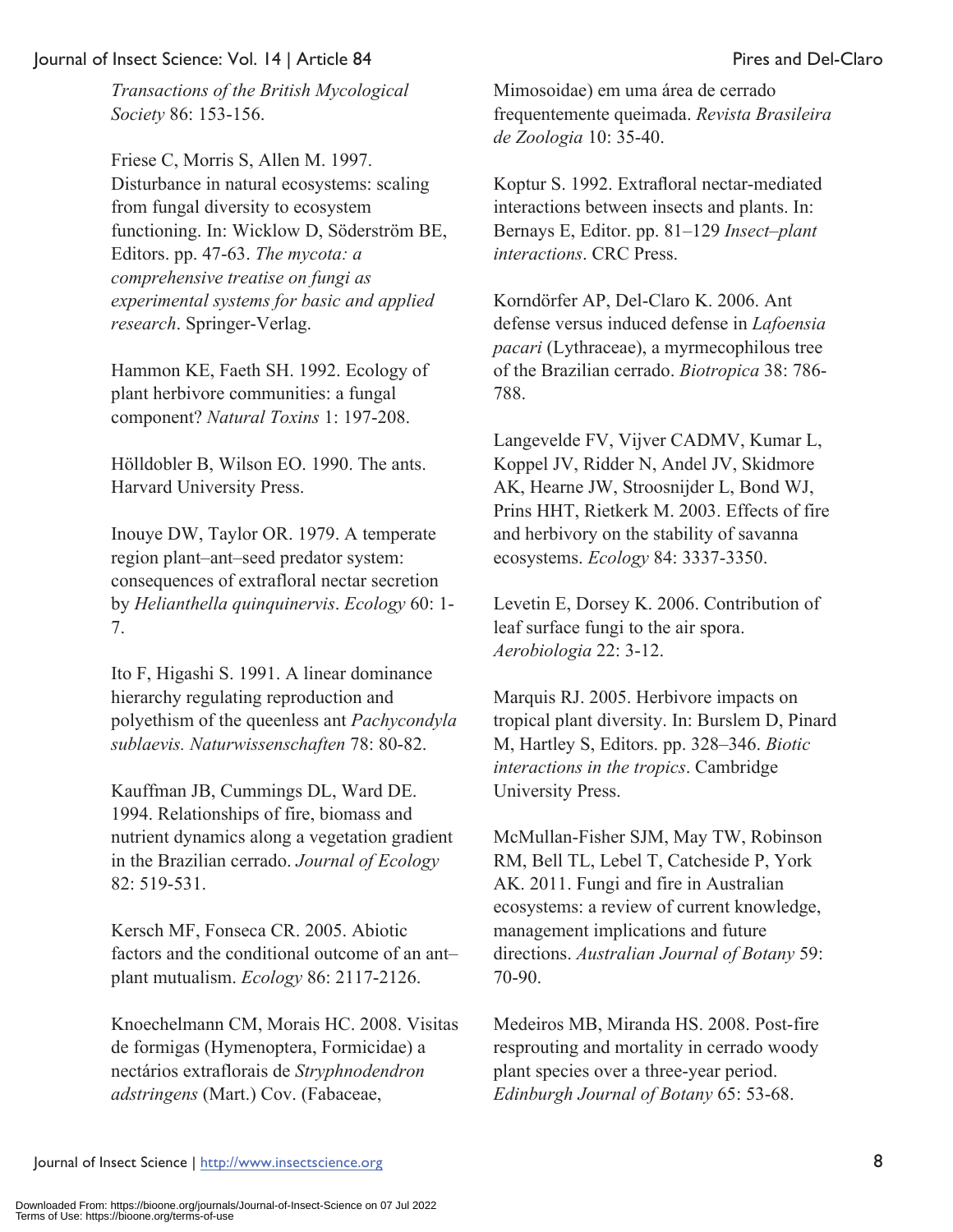*Transactions of the British Mycological Society* 86: 153-156.

Friese C, Morris S, Allen M. 1997. Disturbance in natural ecosystems: scaling from fungal diversity to ecosystem functioning. In: Wicklow D, Söderström BE, Editors. pp. 47-63. *The mycota: a comprehensive treatise on fungi as experimental systems for basic and applied research*. Springer-Verlag.

Hammon KE, Faeth SH. 1992. Ecology of plant herbivore communities: a fungal component? *Natural Toxins* 1: 197-208.

Hölldobler B, Wilson EO. 1990. The ants. Harvard University Press.

Inouye DW, Taylor OR. 1979. A temperate region plant–ant–seed predator system: consequences of extrafloral nectar secretion by *Helianthella quinquinervis*. *Ecology* 60: 1-7.

Ito F, Higashi S. 1991. A linear dominance hierarchy regulating reproduction and polyethism of the queenless ant *Pachycondyla sublaevis*. *Naturwissenschaften* 78: 80-82.

Kauffman JB, Cummings DL, Ward DE. 1994. Relationships of fire, biomass and nutrient dynamics along a vegetation gradient in the Brazilian cerrado. *Journal of Ecology* 82: 519-531.

Kersch MF, Fonseca CR. 2005. Abiotic factors and the conditional outcome of an ant–plant mutualism. *Ecology* 86: 2117-2126.

Knoechelmann CM, Morais HC. 2008. Visitas de formigas (Hymenoptera, Formicidae) a nectários extraflorais de *Stryphnodendron adstringens* (Mart.) Cov. (Fabaceae, Mimosoidae) em uma área de cerrado frequentemente queimada. *Revista Brasileira de Zoologia* 10: 35-40.

Koptur S. 1992. Extrafloral nectar-mediated interactions between insects and plants. In: Bernays E, Editor. pp. 81–129 *Insect–plant interactions*. CRC Press.

Korndörfer AP, Del-Claro K. 2006. Ant defense versus induced defense in *Lafoensia pacari* (Lythraceae), a myrmecophilous tree of the Brazilian cerrado. *Biotropica* 38: 786-788.

Langevelde FV, Vijver CADMV, Kumar L, Koppel JV, Ridder N, Andel JV, Skidmore AK, Hearne JW, Stroosnijder L, Bond WJ, Prins HHT, Rietkerk M. 2003. Effects of fire and herbivory on the stability of savanna ecosystems. *Ecology* 84: 3337-3350.

Levetin E, Dorsey K. 2006. Contribution of leaf surface fungi to the air spora. *Aerobiologia* 22: 3-12.

Marquis RJ. 2005. Herbivore impacts on tropical plant diversity. In: Burslem D, Pinard M, Hartley S, Editors. pp. 328–346. *Biotic interactions in the tropics*. Cambridge University Press.

McMullan-Fisher SJM, May TW, Robinson RM, Bell TL, Lebel T, Catcheside P, York AK. 2011. Fungi and fire in Australian ecosystems: a review of current knowledge, management implications and future directions. *Australian Journal of Botany* 59: 70-90.

Medeiros MB, Miranda HS. 2008. Post-fire resprouting and mortality in cerrado woody plant species over a three-year period. *Edinburgh Journal of Botany* 65: 53-68.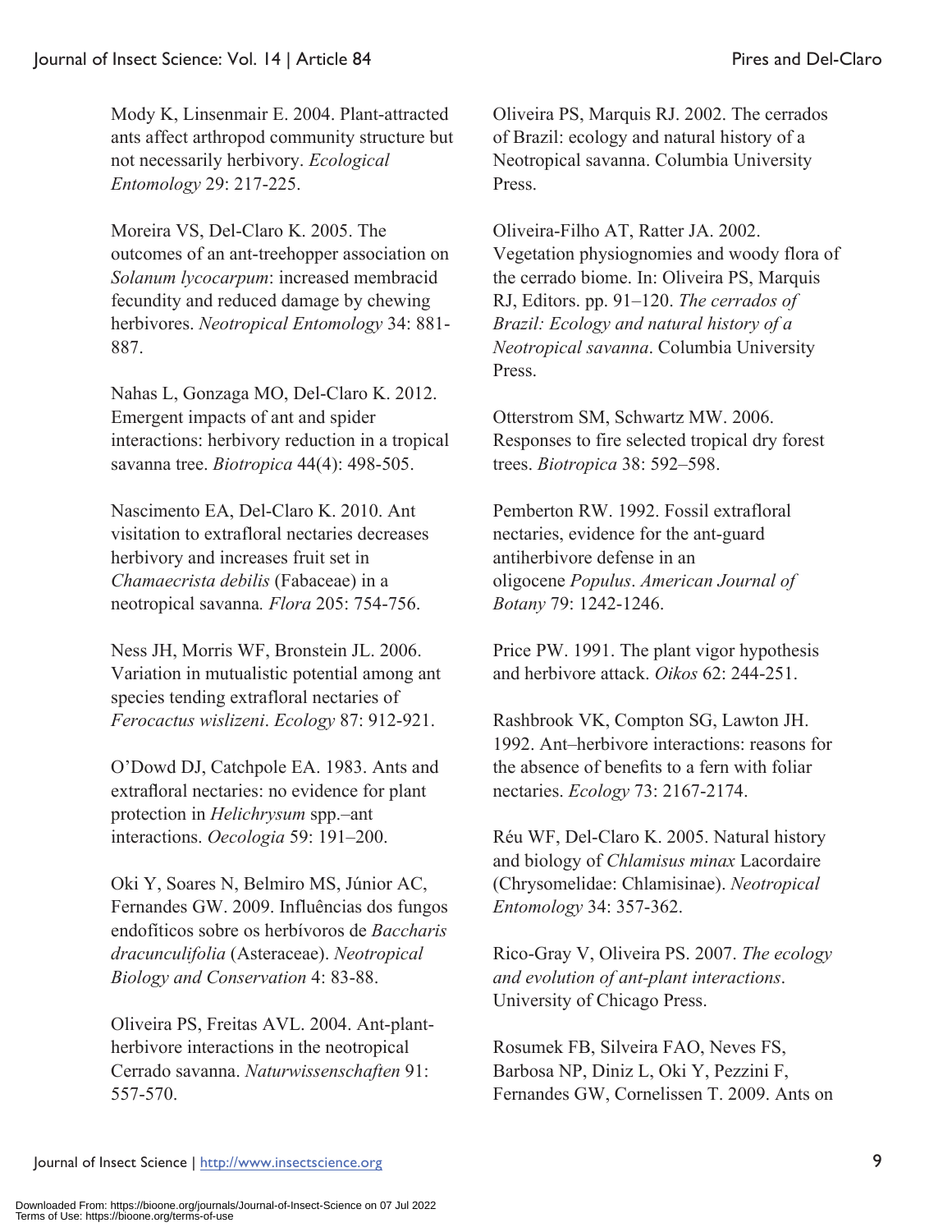Mody K, Linsenmair E. 2004. Plant-attracted ants affect arthropod community structure but not necessarily herbivory. *Ecological Entomology* 29: 217-225.

Moreira VS, Del-Claro K. 2005. The outcomes of an ant-treehopper association on *Solanum lycocarpum*: increased membracid fecundity and reduced damage by chewing herbivores. *Neotropical Entomology* 34: 881-887.

Nahas L, Gonzaga MO, Del-Claro K. 2012. Emergent impacts of ant and spider interactions: herbivory reduction in a tropical savanna tree. *Biotropica* 44(4): 498-505.

Nascimento EA, Del-Claro K. 2010. Ant visitation to extrafloral nectaries decreases herbivory and increases fruit set in *Chamaecrista debilis* (Fabaceae) in a neotropical savanna. *Flora* 205: 754-756.

Ness JH, Morris WF, Bronstein JL. 2006. Variation in mutualistic potential among ant species tending extrafloral nectaries of *Ferocactus wislizeni*. *Ecology* 87: 912-921.

O'Dowd DJ, Catchpole EA. 1983. Ants and extrafloral nectaries: no evidence for plant protection in *Helichrysum* spp.–ant interactions. *Oecologia* 59: 191–200.

Oki Y, Soares N, Belmiro MS, Júnior AC, Fernandes GW. 2009. Influências dos fungos endofíticos sobre os herbívoros de *Baccharis dracunculifolia* (Asteraceae). *Neotropical Biology and Conservation* 4: 83-88.

Oliveira PS, Freitas AVL. 2004. Ant-plant-herbivore interactions in the neotropical Cerrado savanna. *Naturwissenschaften* 91: 557-570.

Oliveira PS, Marquis RJ. 2002. The cerrados of Brazil: ecology and natural history of a Neotropical savanna. Columbia University Press.

Oliveira-Filho AT, Ratter JA. 2002. Vegetation physiognomies and woody flora of the cerrado biome. In: Oliveira PS, Marquis RJ, Editors. pp. 91–120. *The cerrados of Brazil: Ecology and natural history of a Neotropical savanna*. Columbia University Press.

Otterstrom SM, Schwartz MW. 2006. Responses to fire selected tropical dry forest trees. *Biotropica* 38: 592–598.

Pemberton RW. 1992. Fossil extrafloral nectaries, evidence for the ant-guard antiherbivore defense in an oligocene *Populus*. *American Journal of Botany* 79: 1242-1246.

Price PW. 1991. The plant vigor hypothesis and herbivore attack. *Oikos* 62: 244-251.

Rashbrook VK, Compton SG, Lawton JH. 1992. Ant–herbivore interactions: reasons for the absence of benefits to a fern with foliar nectaries. *Ecology* 73: 2167-2174.

Réu WF, Del-Claro K. 2005. Natural history and biology of *Chlamisus minax* Lacordaire (Chrysomelidae: Chlamisinae). *Neotropical Entomology* 34: 357-362.

Rico-Gray V, Oliveira PS. 2007. *The ecology and evolution of ant-plant interactions*. University of Chicago Press.

Rosumek FB, Silveira FAO, Neves FS, Barbosa NP, Diniz L, Oki Y, Pezzini F, Fernandes GW, Cornelissen T. 2009. Ants on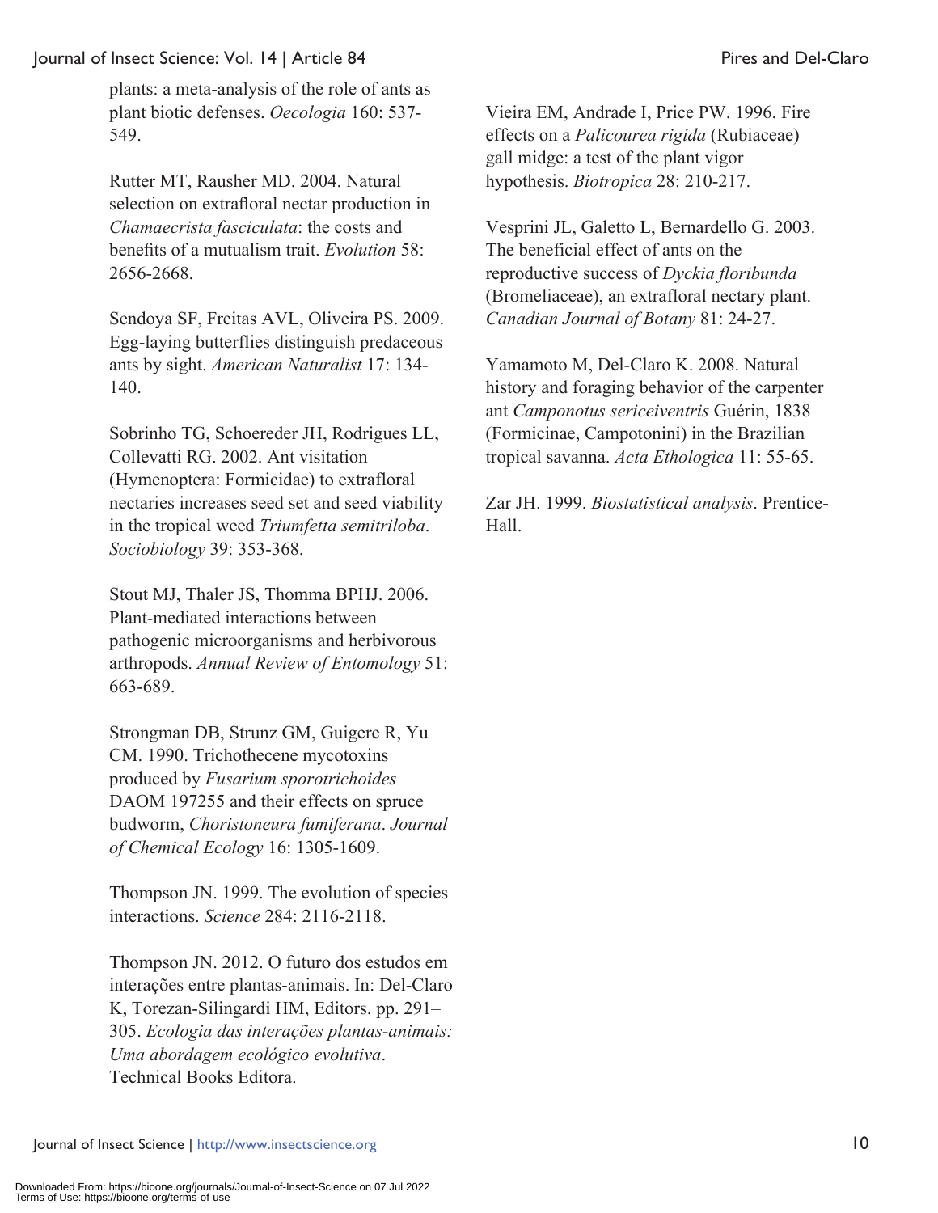plants: a meta-analysis of the role of ants as plant biotic defenses. *Oecologia* 160: 537-549.

Rutter MT, Rausher MD. 2004. Natural selection on extrafloral nectar production in *Chamaecrista fasciculata*: the costs and benefits of a mutualism trait. *Evolution* 58: 2656-2668.

Sendoya SF, Freitas AVL, Oliveira PS. 2009. Egg-laying butterflies distinguish predaceous ants by sight. *American Naturalist* 17: 134-140.

Sobrinho TG, Schoereder JH, Rodrigues LL, Collevatti RG. 2002. Ant visitation (Hymenoptera: Formicidae) to extrafloral nectaries increases seed set and seed viability in the tropical weed *Triumfetta semitriloba*. *Sociobiology* 39: 353-368.

Stout MJ, Thaler JS, Thomma BPHJ. 2006. Plant-mediated interactions between pathogenic microorganisms and herbivorous arthropods. *Annual Review of Entomology* 51: 663-689.

Strongman DB, Strunz GM, Guigere R, Yu CM. 1990. Trichothecene mycotoxins produced by *Fusarium sporotrichoides* DAOM 197255 and their effects on spruce budworm, *Choristoneura fumiferana*. *Journal of Chemical Ecology* 16: 1305-1609.

Thompson JN. 1999. The evolution of species interactions. *Science* 284: 2116-2118.

Thompson JN. 2012. O futuro dos estudos em interações entre plantas-animais. In: Del-Claro K, Torezan-Silingardi HM, Editors. pp. 291–305. *Ecologia das interações plantas-animais: Uma abordagem ecológico evolutiva*. Technical Books Editora.

Vieira EM, Andrade I, Price PW. 1996. Fire effects on a *Palicourea rigida* (Rubiaceae) gall midge: a test of the plant vigor hypothesis. *Biotropica* 28: 210-217.

Vesprini JL, Galetto L, Bernardello G. 2003. The beneficial effect of ants on the reproductive success of *Dyckia floribunda* (Bromeliaceae), an extrafloral nectary plant. *Canadian Journal of Botany* 81: 24-27.

Yamamoto M, Del-Claro K. 2008. Natural history and foraging behavior of the carpenter ant *Camponotus sericeiventris* Guérin, 1838 (Formicinae, Campotonini) in the Brazilian tropical savanna. *Acta Ethologica* 11: 55-65.

Zar JH. 1999. *Biostatistical analysis*. Prentice-Hall.